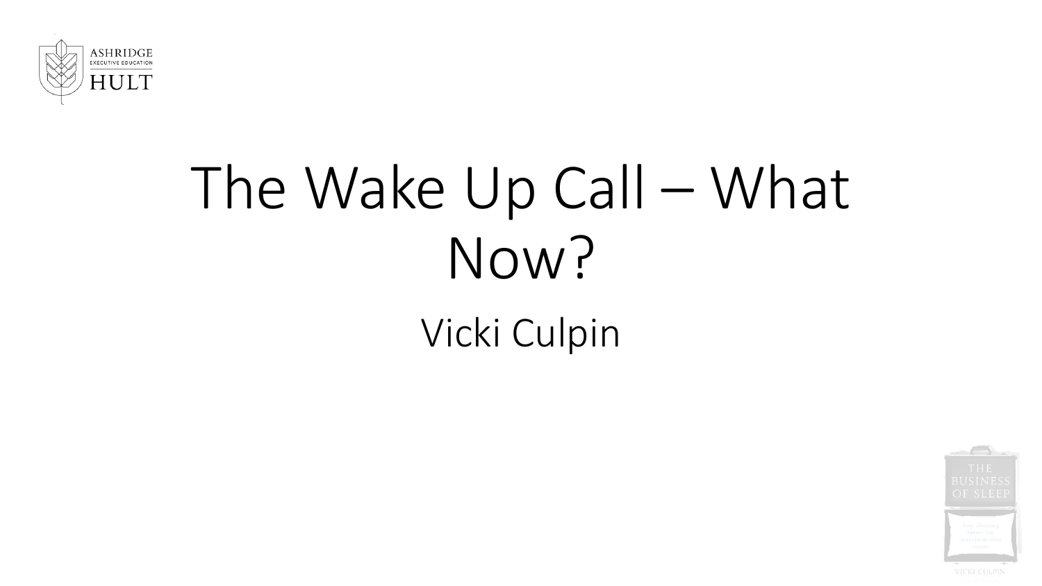ASHRIDGE
EXECUTIVE EDUCATION
HULT

# The Wake Up Call – What Now?

Vicki Culpin

THE BUSINESS OF SLEEP

VICKI CULPIN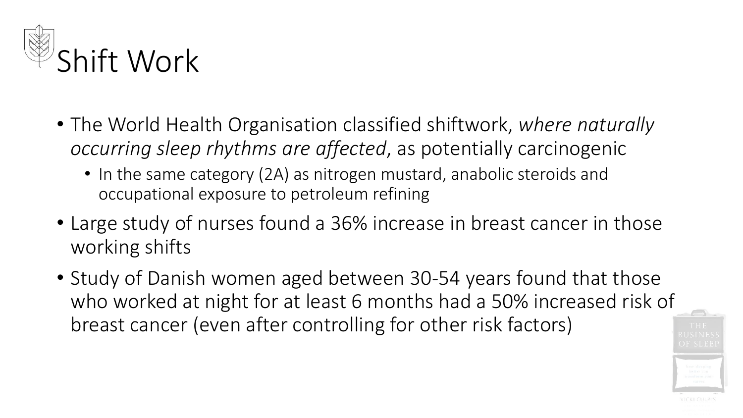# Shift Work

- The World Health Organisation classified shiftwork, *where naturally occurring sleep rhythms are affected*, as potentially carcinogenic
  - In the same category (2A) as nitrogen mustard, anabolic steroids and occupational exposure to petroleum refining
- Large study of nurses found a 36% increase in breast cancer in those working shifts
- Study of Danish women aged between 30-54 years found that those who worked at night for at least 6 months had a 50% increased risk of breast cancer (even after controlling for other risk factors)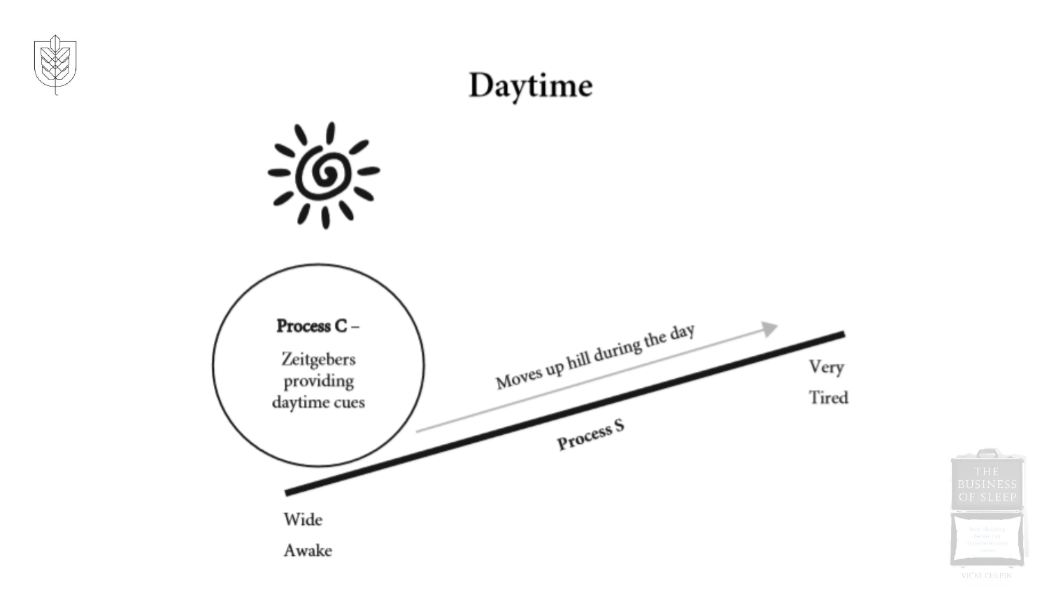# Daytime

**Process C –**

Zeitgebers providing daytime cues

Moves up hill during the day

**Process S**

Wide Awake

Very Tired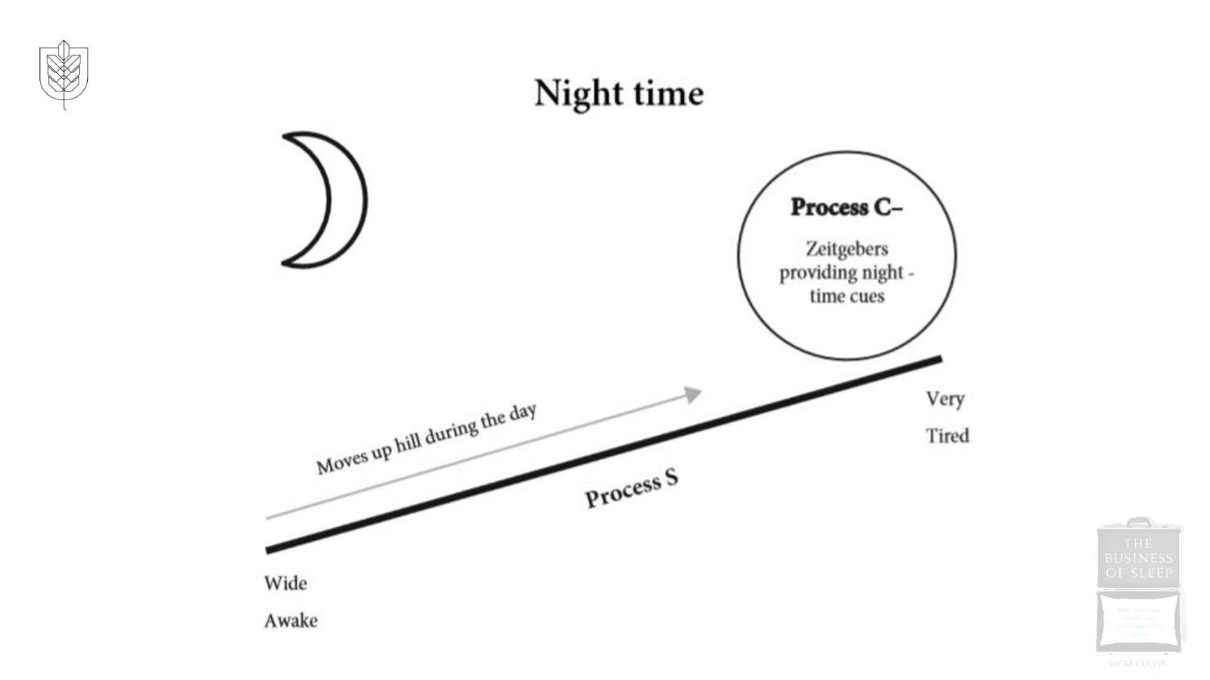# Night time

**Process C–**

Zeitgebers providing night - time cues

Moves up hill during the day

Process S

Wide Awake

Very Tired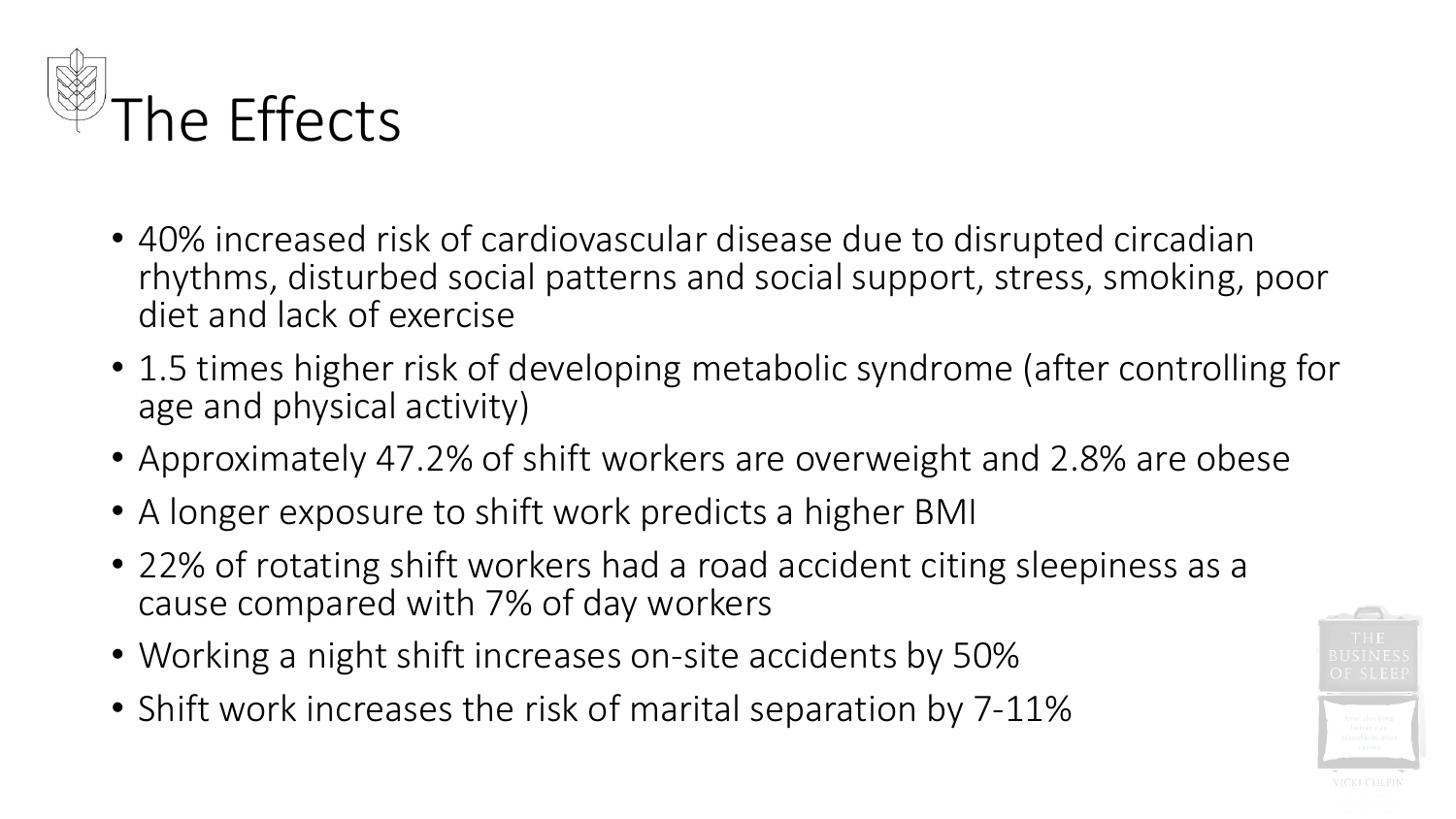# The Effects

- 40% increased risk of cardiovascular disease due to disrupted circadian rhythms, disturbed social patterns and social support, stress, smoking, poor diet and lack of exercise
- 1.5 times higher risk of developing metabolic syndrome (after controlling for age and physical activity)
- Approximately 47.2% of shift workers are overweight and 2.8% are obese
- A longer exposure to shift work predicts a higher BMI
- 22% of rotating shift workers had a road accident citing sleepiness as a cause compared with 7% of day workers
- Working a night shift increases on-site accidents by 50%
- Shift work increases the risk of marital separation by 7-11%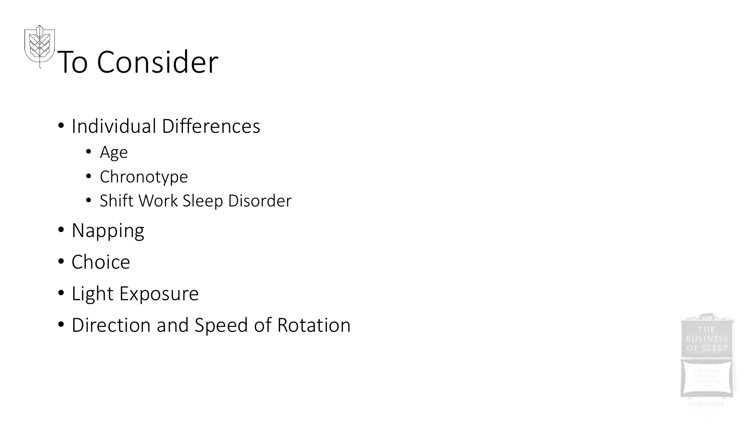# To Consider

- Individual Differences
  - Age
  - Chronotype
  - Shift Work Sleep Disorder
- Napping
- Choice
- Light Exposure
- Direction and Speed of Rotation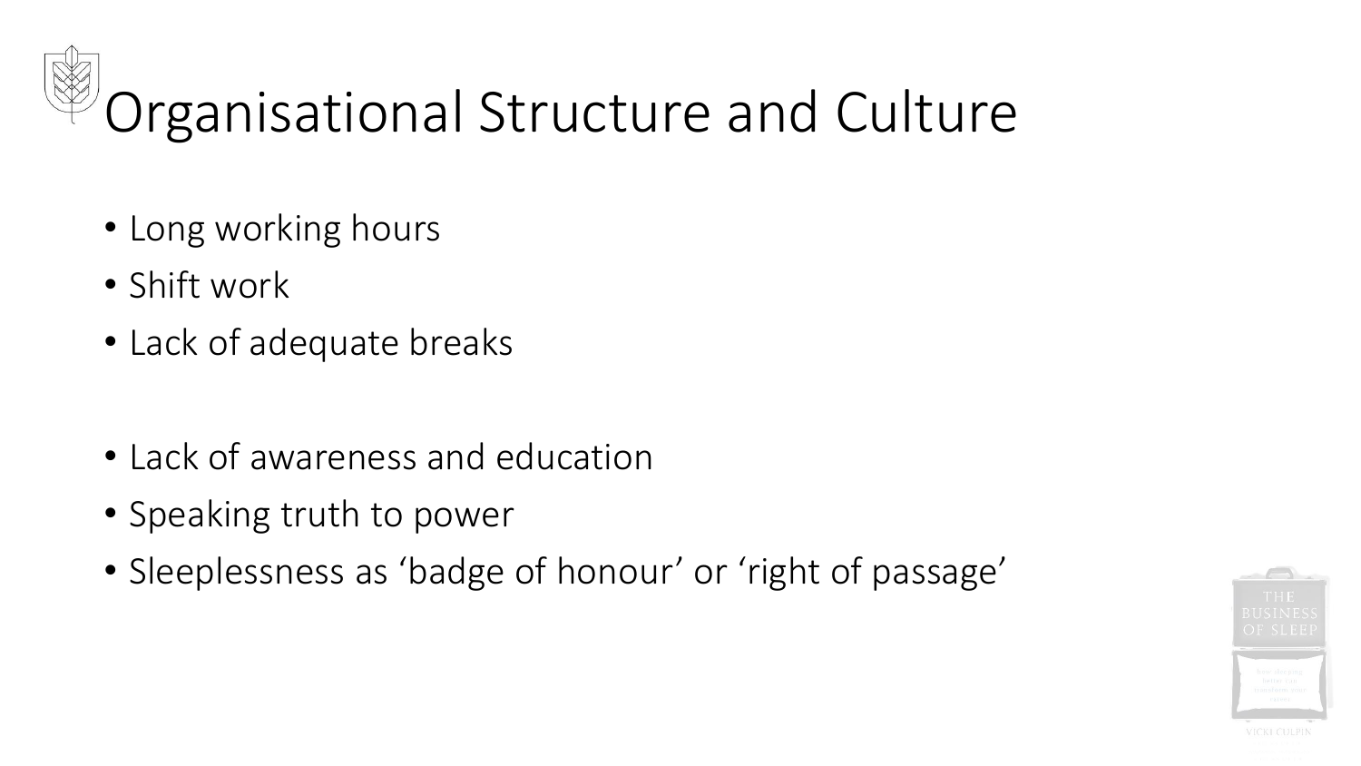# Organisational Structure and Culture

- Long working hours
- Shift work
- Lack of adequate breaks

- Lack of awareness and education
- Speaking truth to power
- Sleeplessness as ‘badge of honour’ or ‘right of passage’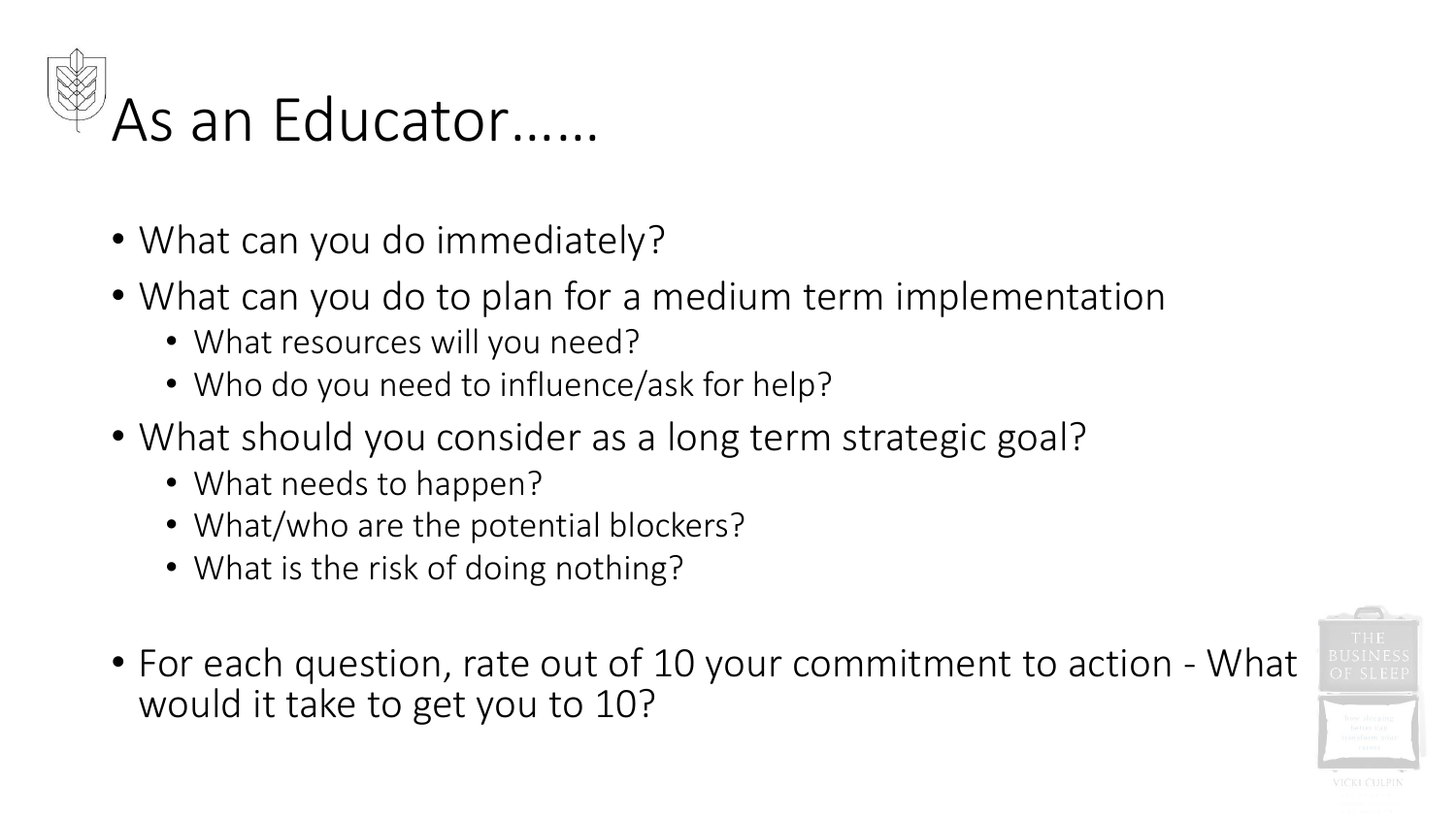# As an Educator……

- What can you do immediately?
- What can you do to plan for a medium term implementation
  - What resources will you need?
  - Who do you need to influence/ask for help?
- What should you consider as a long term strategic goal?
  - What needs to happen?
  - What/who are the potential blockers?
  - What is the risk of doing nothing?

- For each question, rate out of 10 your commitment to action - What would it take to get you to 10?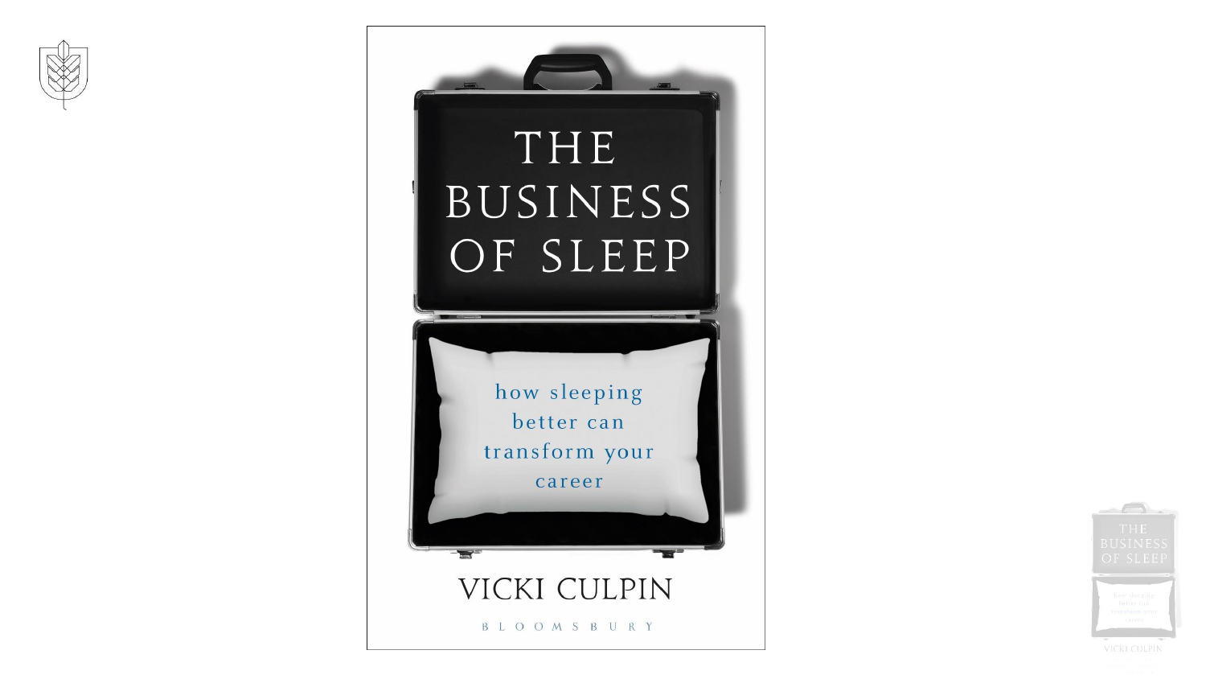THE BUSINESS OF SLEEP

how sleeping better can transform your career

VICKI CULPIN

BLOOMSBURY